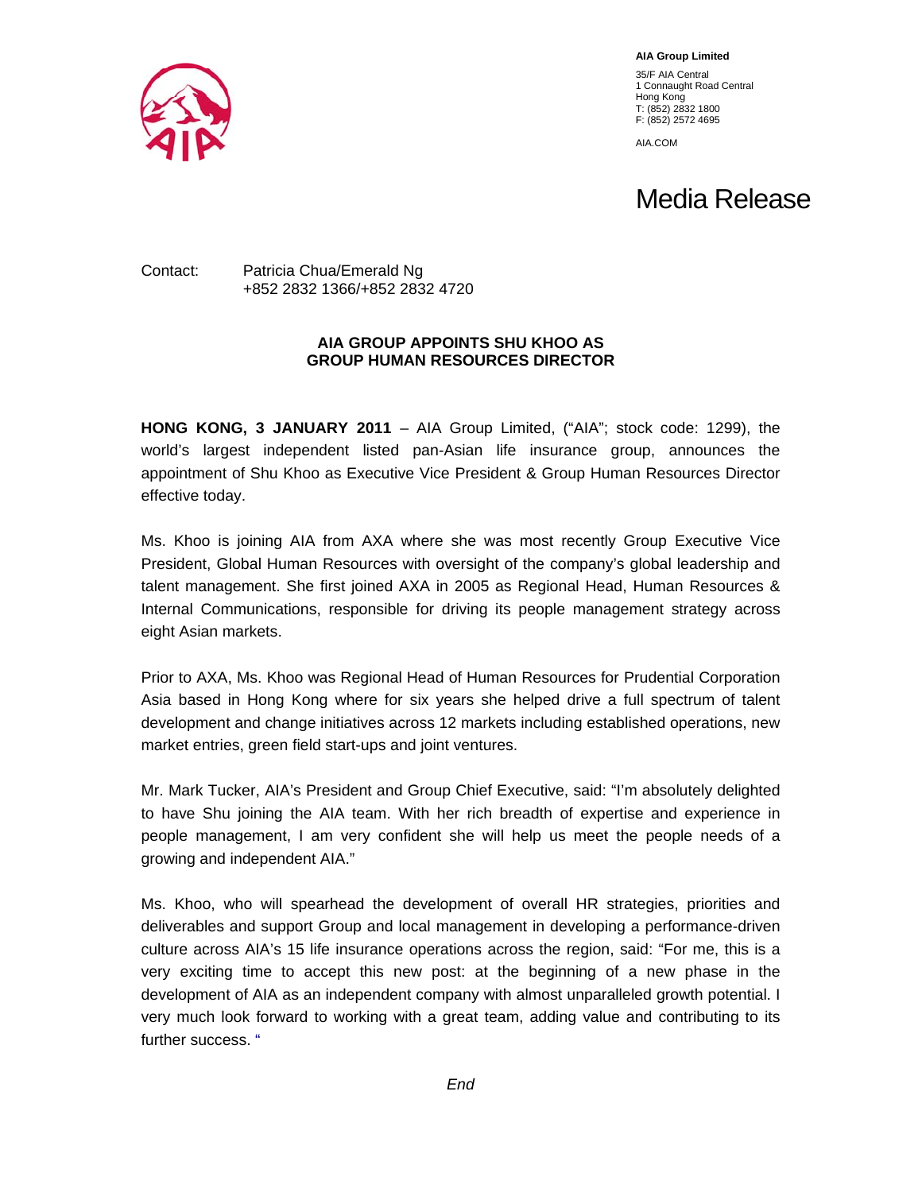**AIA Group Limited**

35/F AIA Central
1 Connaught Road Central
Hong Kong
T: (852) 2832 1800
F: (852) 2572 4695

AIA.COM

# Media Release

Contact: Patricia Chua/Emerald Ng
+852 2832 1366/+852 2832 4720

## AIA GROUP APPOINTS SHU KHOO AS GROUP HUMAN RESOURCES DIRECTOR

**HONG KONG, 3 JANUARY 2011** – AIA Group Limited, ("AIA"; stock code: 1299), the world's largest independent listed pan-Asian life insurance group, announces the appointment of Shu Khoo as Executive Vice President & Group Human Resources Director effective today.

Ms. Khoo is joining AIA from AXA where she was most recently Group Executive Vice President, Global Human Resources with oversight of the company's global leadership and talent management. She first joined AXA in 2005 as Regional Head, Human Resources & Internal Communications, responsible for driving its people management strategy across eight Asian markets.

Prior to AXA, Ms. Khoo was Regional Head of Human Resources for Prudential Corporation Asia based in Hong Kong where for six years she helped drive a full spectrum of talent development and change initiatives across 12 markets including established operations, new market entries, green field start-ups and joint ventures.

Mr. Mark Tucker, AIA's President and Group Chief Executive, said: "I'm absolutely delighted to have Shu joining the AIA team. With her rich breadth of expertise and experience in people management, I am very confident she will help us meet the people needs of a growing and independent AIA."

Ms. Khoo, who will spearhead the development of overall HR strategies, priorities and deliverables and support Group and local management in developing a performance-driven culture across AIA's 15 life insurance operations across the region, said: "For me, this is a very exciting time to accept this new post: at the beginning of a new phase in the development of AIA as an independent company with almost unparalleled growth potential. I very much look forward to working with a great team, adding value and contributing to its further success. "

*End*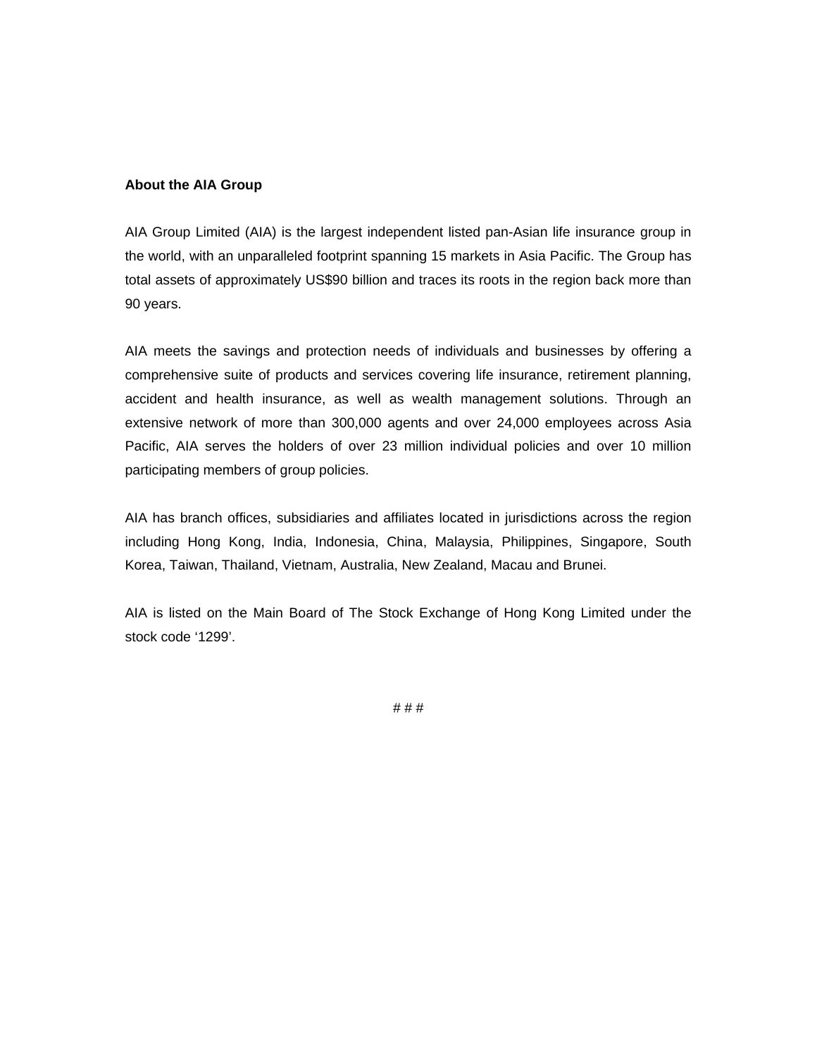**About the AIA Group**

AIA Group Limited (AIA) is the largest independent listed pan-Asian life insurance group in the world, with an unparalleled footprint spanning 15 markets in Asia Pacific. The Group has total assets of approximately US$90 billion and traces its roots in the region back more than 90 years.

AIA meets the savings and protection needs of individuals and businesses by offering a comprehensive suite of products and services covering life insurance, retirement planning, accident and health insurance, as well as wealth management solutions. Through an extensive network of more than 300,000 agents and over 24,000 employees across Asia Pacific, AIA serves the holders of over 23 million individual policies and over 10 million participating members of group policies.

AIA has branch offices, subsidiaries and affiliates located in jurisdictions across the region including Hong Kong, India, Indonesia, China, Malaysia, Philippines, Singapore, South Korea, Taiwan, Thailand, Vietnam, Australia, New Zealand, Macau and Brunei.

AIA is listed on the Main Board of The Stock Exchange of Hong Kong Limited under the stock code '1299'.

# # #